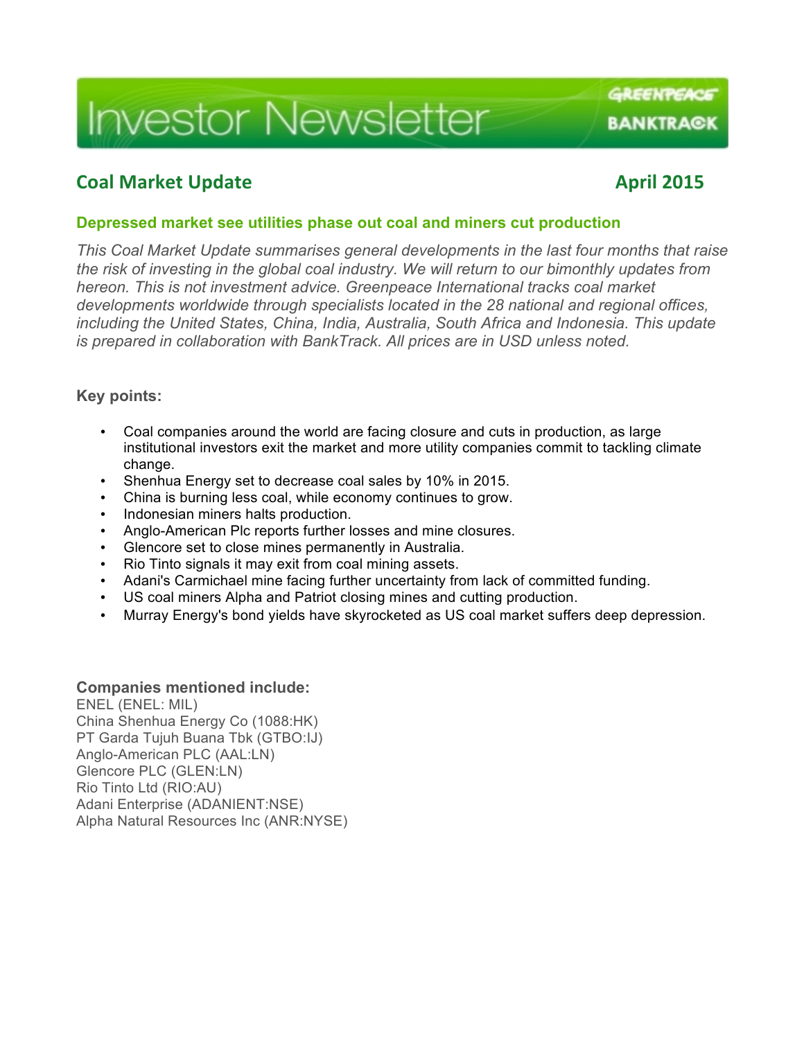# Investor Newsletter

GREENPEACE
BANKTRACK

## Coal Market Update — April 2015

### Depressed market see utilities phase out coal and miners cut production

*This Coal Market Update summarises general developments in the last four months that raise the risk of investing in the global coal industry. We will return to our bimonthly updates from hereon. This is not investment advice. Greenpeace International tracks coal market developments worldwide through specialists located in the 28 national and regional offices, including the United States, China, India, Australia, South Africa and Indonesia. This update is prepared in collaboration with BankTrack. All prices are in USD unless noted.*

**Key points:**

- Coal companies around the world are facing closure and cuts in production, as large institutional investors exit the market and more utility companies commit to tackling climate change.
- Shenhua Energy set to decrease coal sales by 10% in 2015.
- China is burning less coal, while economy continues to grow.
- Indonesian miners halts production.
- Anglo-American Plc reports further losses and mine closures.
- Glencore set to close mines permanently in Australia.
- Rio Tinto signals it may exit from coal mining assets.
- Adani's Carmichael mine facing further uncertainty from lack of committed funding.
- US coal miners Alpha and Patriot closing mines and cutting production.
- Murray Energy's bond yields have skyrocketed as US coal market suffers deep depression.

**Companies mentioned include:**

ENEL (ENEL: MIL)
China Shenhua Energy Co (1088:HK)
PT Garda Tujuh Buana Tbk (GTBO:IJ)
Anglo-American PLC (AAL:LN)
Glencore PLC (GLEN:LN)
Rio Tinto Ltd (RIO:AU)
Adani Enterprise (ADANIENT:NSE)
Alpha Natural Resources Inc (ANR:NYSE)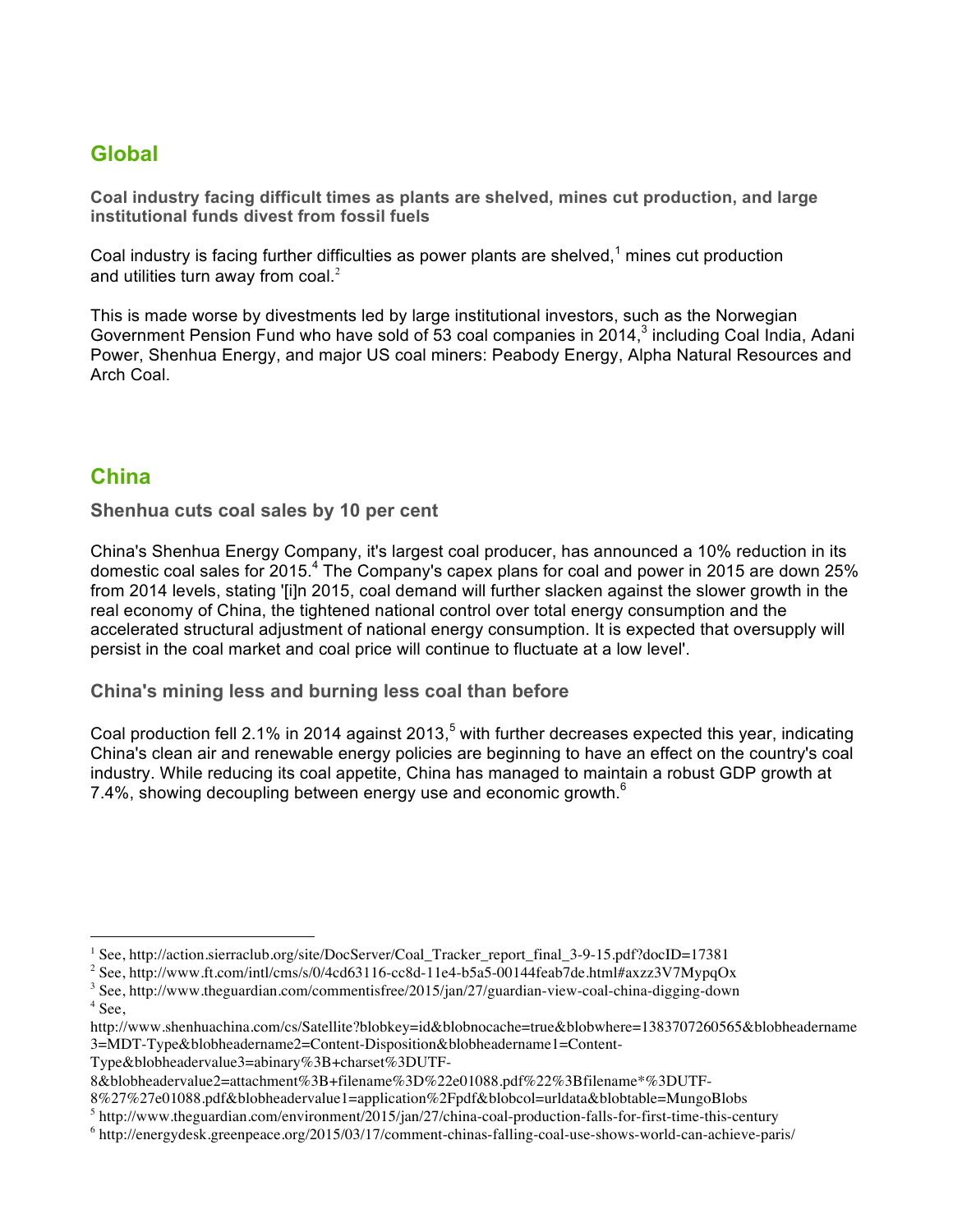## Global

**Coal industry facing difficult times as plants are shelved, mines cut production, and large institutional funds divest from fossil fuels**

Coal industry is facing further difficulties as power plants are shelved,[1] mines cut production and utilities turn away from coal.[2]

This is made worse by divestments led by large institutional investors, such as the Norwegian Government Pension Fund who have sold of 53 coal companies in 2014,[3] including Coal India, Adani Power, Shenhua Energy, and major US coal miners: Peabody Energy, Alpha Natural Resources and Arch Coal.

## China

### Shenhua cuts coal sales by 10 per cent

China's Shenhua Energy Company, it's largest coal producer, has announced a 10% reduction in its domestic coal sales for 2015.[4] The Company's capex plans for coal and power in 2015 are down 25% from 2014 levels, stating '[i]n 2015, coal demand will further slacken against the slower growth in the real economy of China, the tightened national control over total energy consumption and the accelerated structural adjustment of national energy consumption. It is expected that oversupply will persist in the coal market and coal price will continue to fluctuate at a low level'.

### China's mining less and burning less coal than before

Coal production fell 2.1% in 2014 against 2013,[5] with further decreases expected this year, indicating China's clean air and renewable energy policies are beginning to have an effect on the country's coal industry. While reducing its coal appetite, China has managed to maintain a robust GDP growth at 7.4%, showing decoupling between energy use and economic growth.[6]

---

[1] See, http://action.sierraclub.org/site/DocServer/Coal_Tracker_report_final_3-9-15.pdf?docID=17381

[2] See, http://www.ft.com/intl/cms/s/0/4cd63116-cc8d-11e4-b5a5-00144feab7de.html#axzz3V7MypqOx

[3] See, http://www.theguardian.com/commentisfree/2015/jan/27/guardian-view-coal-china-digging-down

[4] See, http://www.shenhuachina.com/cs/Satellite?blobkey=id&blobnocache=true&blobwhere=1383707260565&blobheadername3=MDT-Type&blobheadername2=Content-Disposition&blobheadername1=Content-Type&blobheadervalue3=abinary%3B+charset%3DUTF-8&blobheadervalue2=attachment%3B+filename%3D%22e01088.pdf%22%3Bfilename*%3DUTF-8%27%27e01088.pdf&blobheadervalue1=application%2Fpdf&blobcol=urldata&blobtable=MungoBlobs

[5] http://www.theguardian.com/environment/2015/jan/27/china-coal-production-falls-for-first-time-this-century

[6] http://energydesk.greenpeace.org/2015/03/17/comment-chinas-falling-coal-use-shows-world-can-achieve-paris/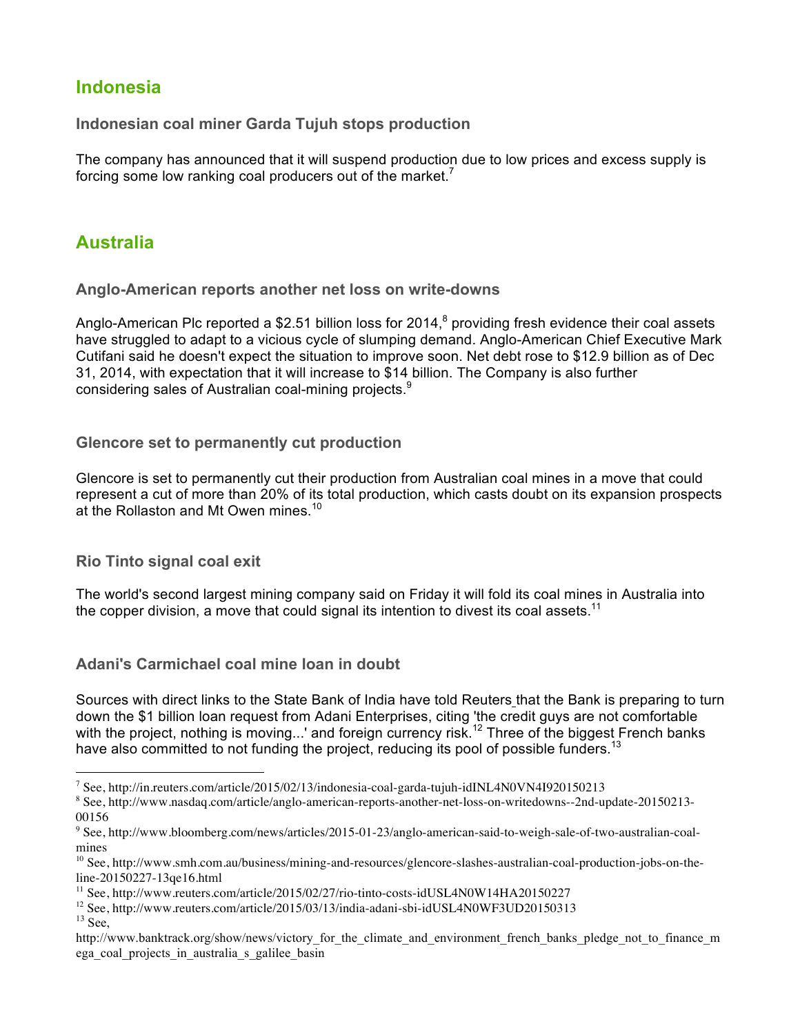## Indonesia

### Indonesian coal miner Garda Tujuh stops production

The company has announced that it will suspend production due to low prices and excess supply is forcing some low ranking coal producers out of the market.[7]

## Australia

### Anglo-American reports another net loss on write-downs

Anglo-American Plc reported a $2.51 billion loss for 2014,[8] providing fresh evidence their coal assets have struggled to adapt to a vicious cycle of slumping demand. Anglo-American Chief Executive Mark Cutifani said he doesn't expect the situation to improve soon. Net debt rose to $12.9 billion as of Dec 31, 2014, with expectation that it will increase to $14 billion. The Company is also further considering sales of Australian coal-mining projects.[9]

### Glencore set to permanently cut production

Glencore is set to permanently cut their production from Australian coal mines in a move that could represent a cut of more than 20% of its total production, which casts doubt on its expansion prospects at the Rollaston and Mt Owen mines.[10]

### Rio Tinto signal coal exit

The world's second largest mining company said on Friday it will fold its coal mines in Australia into the copper division, a move that could signal its intention to divest its coal assets.[11]

### Adani's Carmichael coal mine loan in doubt

Sources with direct links to the State Bank of India have told Reuters that the Bank is preparing to turn down the $1 billion loan request from Adani Enterprises, citing 'the credit guys are not comfortable with the project, nothing is moving...' and foreign currency risk.[12] Three of the biggest French banks have also committed to not funding the project, reducing its pool of possible funders.[13]

---

[7] See, http://in.reuters.com/article/2015/02/13/indonesia-coal-garda-tujuh-idINL4N0VN4I920150213

[8] See, http://www.nasdaq.com/article/anglo-american-reports-another-net-loss-on-writedowns--2nd-update-20150213-00156

[9] See, http://www.bloomberg.com/news/articles/2015-01-23/anglo-american-said-to-weigh-sale-of-two-australian-coal-mines

[10] See, http://www.smh.com.au/business/mining-and-resources/glencore-slashes-australian-coal-production-jobs-on-the-line-20150227-13qe16.html

[11] See, http://www.reuters.com/article/2015/02/27/rio-tinto-costs-idUSL4N0W14HA20150227

[12] See, http://www.reuters.com/article/2015/03/13/india-adani-sbi-idUSL4N0WF3UD20150313

[13] See, http://www.banktrack.org/show/news/victory_for_the_climate_and_environment_french_banks_pledge_not_to_finance_mega_coal_projects_in_australia_s_galilee_basin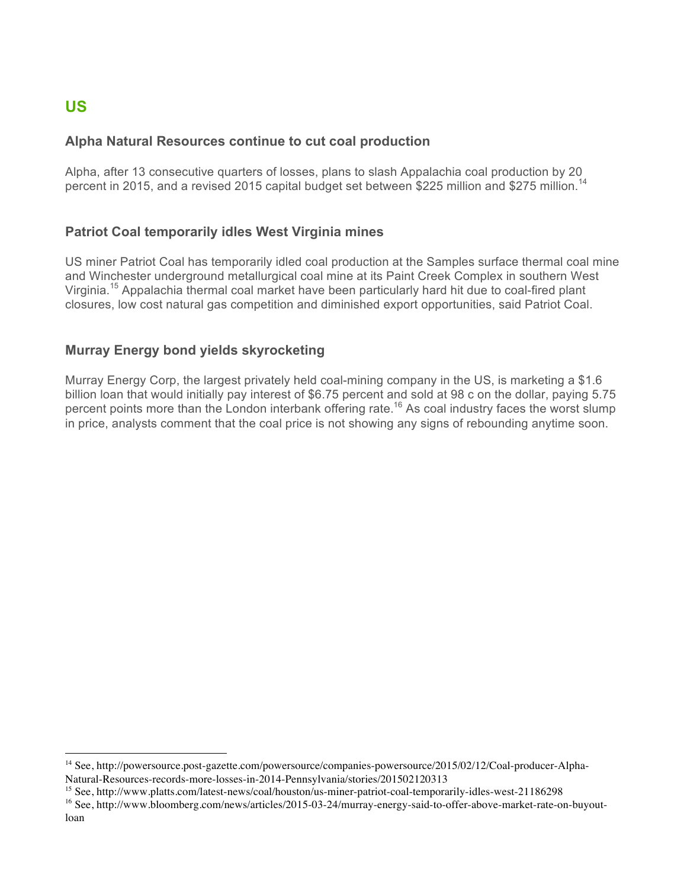## US

### Alpha Natural Resources continue to cut coal production

Alpha, after 13 consecutive quarters of losses, plans to slash Appalachia coal production by 20 percent in 2015, and a revised 2015 capital budget set between $225 million and $275 million.[14]

### Patriot Coal temporarily idles West Virginia mines

US miner Patriot Coal has temporarily idled coal production at the Samples surface thermal coal mine and Winchester underground metallurgical coal mine at its Paint Creek Complex in southern West Virginia.[15] Appalachia thermal coal market have been particularly hard hit due to coal-fired plant closures, low cost natural gas competition and diminished export opportunities, said Patriot Coal.

### Murray Energy bond yields skyrocketing

Murray Energy Corp, the largest privately held coal-mining company in the US, is marketing a $1.6 billion loan that would initially pay interest of $6.75 percent and sold at 98 c on the dollar, paying 5.75 percent points more than the London interbank offering rate.[16] As coal industry faces the worst slump in price, analysts comment that the coal price is not showing any signs of rebounding anytime soon.

---

[14] See, http://powersource.post-gazette.com/powersource/companies-powersource/2015/02/12/Coal-producer-Alpha-Natural-Resources-records-more-losses-in-2014-Pennsylvania/stories/201502120313

[15] See, http://www.platts.com/latest-news/coal/houston/us-miner-patriot-coal-temporarily-idles-west-21186298

[16] See, http://www.bloomberg.com/news/articles/2015-03-24/murray-energy-said-to-offer-above-market-rate-on-buyout-loan